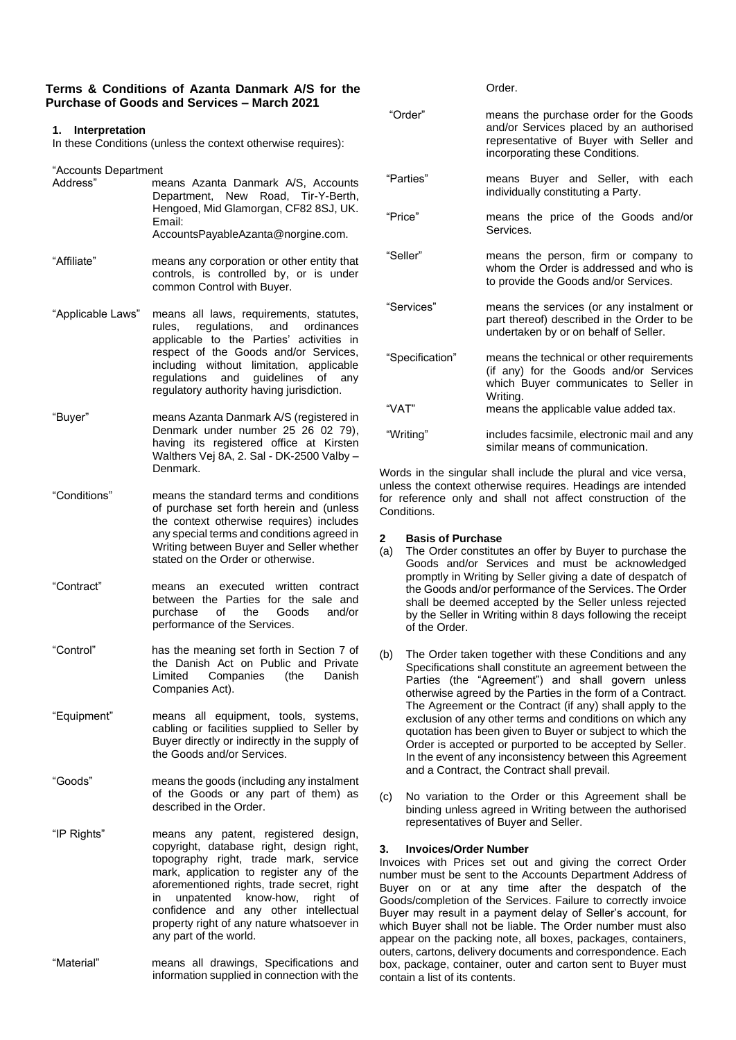## Terms & Conditions of Azanta Danmark A/S for the Purchase of Goods and Services – March 2021

### 1. Interpretation

In these Conditions (unless the context otherwise requires):

| Term | Definition |
|---|---|
| "Accounts Department Address" | means Azanta Danmark A/S, Accounts Department, New Road, Tir-Y-Berth, Hengoed, Mid Glamorgan, CF82 8SJ, UK. Email: AccountsPayableAzanta@norgine.com. |
| "Affiliate" | means any corporation or other entity that controls, is controlled by, or is under common Control with Buyer. |
| "Applicable Laws" | means all laws, requirements, statutes, rules, regulations, and ordinances applicable to the Parties' activities in respect of the Goods and/or Services, including without limitation, applicable regulations and guidelines of any regulatory authority having jurisdiction. |
| "Buyer" | means Azanta Danmark A/S (registered in Denmark under number 25 26 02 79), having its registered office at Kirsten Walthers Vej 8A, 2. Sal - DK-2500 Valby – Denmark. |
| "Conditions" | means the standard terms and conditions of purchase set forth herein and (unless the context otherwise requires) includes any special terms and conditions agreed in Writing between Buyer and Seller whether stated on the Order or otherwise. |
| "Contract" | means an executed written contract between the Parties for the sale and purchase of the Goods and/or performance of the Services. |
| "Control" | has the meaning set forth in Section 7 of the Danish Act on Public and Private Limited Companies (the Danish Companies Act). |
| "Equipment" | means all equipment, tools, systems, cabling or facilities supplied to Seller by Buyer directly or indirectly in the supply of the Goods and/or Services. |
| "Goods" | means the goods (including any instalment of the Goods or any part of them) as described in the Order. |
| "IP Rights" | means any patent, registered design, copyright, database right, design right, topography right, trade mark, service mark, application to register any of the aforementioned rights, trade secret, right in unpatented know-how, right of confidence and any other intellectual property right of any nature whatsoever in any part of the world. |
| "Material" | means all drawings, Specifications and information supplied in connection with the Order. |
| "Order" | means the purchase order for the Goods and/or Services placed by an authorised representative of Buyer with Seller and incorporating these Conditions. |
| "Parties" | means Buyer and Seller, with each individually constituting a Party. |
| "Price" | means the price of the Goods and/or Services. |
| "Seller" | means the person, firm or company to whom the Order is addressed and who is to provide the Goods and/or Services. |
| "Services" | means the services (or any instalment or part thereof) described in the Order to be undertaken by or on behalf of Seller. |
| "Specification" | means the technical or other requirements (if any) for the Goods and/or Services which Buyer communicates to Seller in Writing. |
| "VAT" | means the applicable value added tax. |
| "Writing" | includes facsimile, electronic mail and any similar means of communication. |

Words in the singular shall include the plural and vice versa, unless the context otherwise requires. Headings are intended for reference only and shall not affect construction of the Conditions.

### 2 Basis of Purchase

(a) The Order constitutes an offer by Buyer to purchase the Goods and/or Services and must be acknowledged promptly in Writing by Seller giving a date of despatch of the Goods and/or performance of the Services. The Order shall be deemed accepted by the Seller unless rejected by the Seller in Writing within 8 days following the receipt of the Order.

(b) The Order taken together with these Conditions and any Specifications shall constitute an agreement between the Parties (the "Agreement") and shall govern unless otherwise agreed by the Parties in the form of a Contract. The Agreement or the Contract (if any) shall apply to the exclusion of any other terms and conditions on which any quotation has been given to Buyer or subject to which the Order is accepted or purported to be accepted by Seller. In the event of any inconsistency between this Agreement and a Contract, the Contract shall prevail.

(c) No variation to the Order or this Agreement shall be binding unless agreed in Writing between the authorised representatives of Buyer and Seller.

### 3. Invoices/Order Number

Invoices with Prices set out and giving the correct Order number must be sent to the Accounts Department Address of Buyer on or at any time after the despatch of the Goods/completion of the Services. Failure to correctly invoice Buyer may result in a payment delay of Seller's account, for which Buyer shall not be liable. The Order number must also appear on the packing note, all boxes, packages, containers, outers, cartons, delivery documents and correspondence. Each box, package, container, outer and carton sent to Buyer must contain a list of its contents.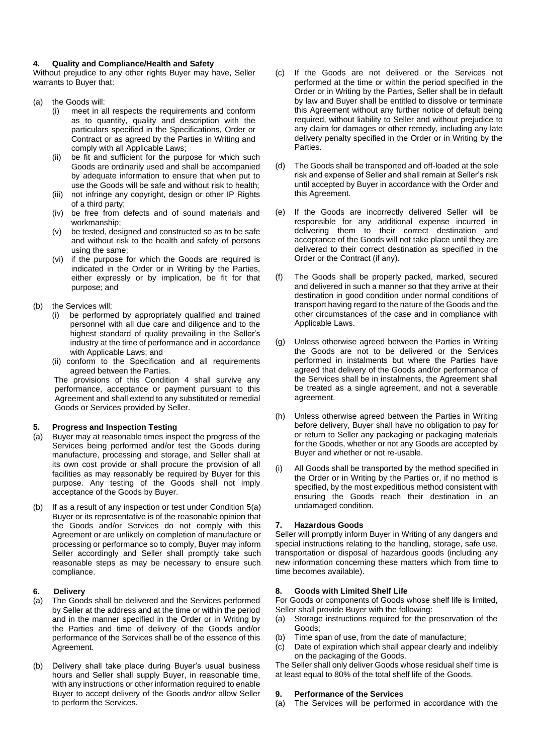**4. Quality and Compliance/Health and Safety**

Without prejudice to any other rights Buyer may have, Seller warrants to Buyer that:

(a) the Goods will:

(i) meet in all respects the requirements and conform as to quantity, quality and description with the particulars specified in the Specifications, Order or Contract or as agreed by the Parties in Writing and comply with all Applicable Laws;

(ii) be fit and sufficient for the purpose for which such Goods are ordinarily used and shall be accompanied by adequate information to ensure that when put to use the Goods will be safe and without risk to health;

(iii) not infringe any copyright, design or other IP Rights of a third party;

(iv) be free from defects and of sound materials and workmanship;

(v) be tested, designed and constructed so as to be safe and without risk to the health and safety of persons using the same;

(vi) if the purpose for which the Goods are required is indicated in the Order or in Writing by the Parties, either expressly or by implication, be fit for that purpose; and

(b) the Services will:

(i) be performed by appropriately qualified and trained personnel with all due care and diligence and to the highest standard of quality prevailing in the Seller's industry at the time of performance and in accordance with Applicable Laws; and

(ii) conform to the Specification and all requirements agreed between the Parties.

The provisions of this Condition 4 shall survive any performance, acceptance or payment pursuant to this Agreement and shall extend to any substituted or remedial Goods or Services provided by Seller.

**5. Progress and Inspection Testing**

(a) Buyer may at reasonable times inspect the progress of the Services being performed and/or test the Goods during manufacture, processing and storage, and Seller shall at its own cost provide or shall procure the provision of all facilities as may reasonably be required by Buyer for this purpose. Any testing of the Goods shall not imply acceptance of the Goods by Buyer.

(b) If as a result of any inspection or test under Condition 5(a) Buyer or its representative is of the reasonable opinion that the Goods and/or Services do not comply with this Agreement or are unlikely on completion of manufacture or processing or performance so to comply, Buyer may inform Seller accordingly and Seller shall promptly take such reasonable steps as may be necessary to ensure such compliance.

**6. Delivery**

(a) The Goods shall be delivered and the Services performed by Seller at the address and at the time or within the period and in the manner specified in the Order or in Writing by the Parties and time of delivery of the Goods and/or performance of the Services shall be of the essence of this Agreement.

(b) Delivery shall take place during Buyer's usual business hours and Seller shall supply Buyer, in reasonable time, with any instructions or other information required to enable Buyer to accept delivery of the Goods and/or allow Seller to perform the Services.

(c) If the Goods are not delivered or the Services not performed at the time or within the period specified in the Order or in Writing by the Parties, Seller shall be in default by law and Buyer shall be entitled to dissolve or terminate this Agreement without any further notice of default being required, without liability to Seller and without prejudice to any claim for damages or other remedy, including any late delivery penalty specified in the Order or in Writing by the Parties.

(d) The Goods shall be transported and off-loaded at the sole risk and expense of Seller and shall remain at Seller's risk until accepted by Buyer in accordance with the Order and this Agreement.

(e) If the Goods are incorrectly delivered Seller will be responsible for any additional expense incurred in delivering them to their correct destination and acceptance of the Goods will not take place until they are delivered to their correct destination as specified in the Order or the Contract (if any).

(f) The Goods shall be properly packed, marked, secured and delivered in such a manner so that they arrive at their destination in good condition under normal conditions of transport having regard to the nature of the Goods and the other circumstances of the case and in compliance with Applicable Laws.

(g) Unless otherwise agreed between the Parties in Writing the Goods are not to be delivered or the Services performed in instalments but where the Parties have agreed that delivery of the Goods and/or performance of the Services shall be in instalments, the Agreement shall be treated as a single agreement, and not a severable agreement.

(h) Unless otherwise agreed between the Parties in Writing before delivery, Buyer shall have no obligation to pay for or return to Seller any packaging or packaging materials for the Goods, whether or not any Goods are accepted by Buyer and whether or not re-usable.

(i) All Goods shall be transported by the method specified in the Order or in Writing by the Parties or, if no method is specified, by the most expeditious method consistent with ensuring the Goods reach their destination in an undamaged condition.

**7. Hazardous Goods**

Seller will promptly inform Buyer in Writing of any dangers and special instructions relating to the handling, storage, safe use, transportation or disposal of hazardous goods (including any new information concerning these matters which from time to time becomes available).

**8. Goods with Limited Shelf Life**

For Goods or components of Goods whose shelf life is limited, Seller shall provide Buyer with the following:

(a) Storage instructions required for the preservation of the Goods;

(b) Time span of use, from the date of manufacture;

(c) Date of expiration which shall appear clearly and indelibly on the packaging of the Goods.

The Seller shall only deliver Goods whose residual shelf time is at least equal to 80% of the total shelf life of the Goods.

**9. Performance of the Services**

(a) The Services will be performed in accordance with the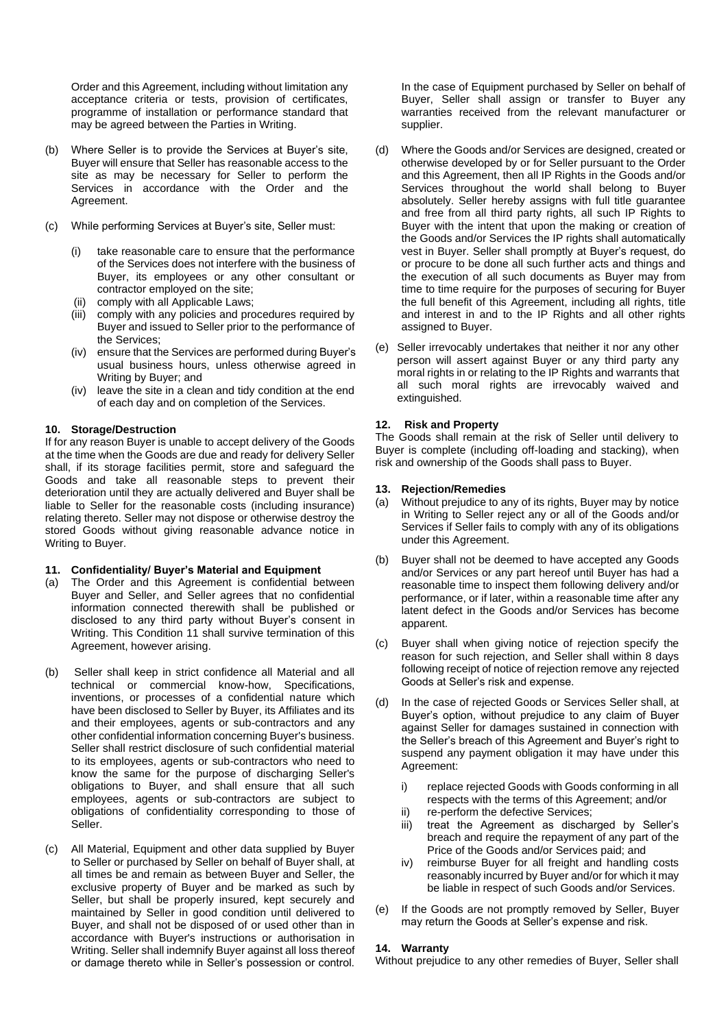Order and this Agreement, including without limitation any acceptance criteria or tests, provision of certificates, programme of installation or performance standard that may be agreed between the Parties in Writing.

(b) Where Seller is to provide the Services at Buyer's site, Buyer will ensure that Seller has reasonable access to the site as may be necessary for Seller to perform the Services in accordance with the Order and the Agreement.

(c) While performing Services at Buyer's site, Seller must:

(i) take reasonable care to ensure that the performance of the Services does not interfere with the business of Buyer, its employees or any other consultant or contractor employed on the site;
(ii) comply with all Applicable Laws;
(iii) comply with any policies and procedures required by Buyer and issued to Seller prior to the performance of the Services;
(iv) ensure that the Services are performed during Buyer's usual business hours, unless otherwise agreed in Writing by Buyer; and
(iv) leave the site in a clean and tidy condition at the end of each day and on completion of the Services.

**10. Storage/Destruction**

If for any reason Buyer is unable to accept delivery of the Goods at the time when the Goods are due and ready for delivery Seller shall, if its storage facilities permit, store and safeguard the Goods and take all reasonable steps to prevent their deterioration until they are actually delivered and Buyer shall be liable to Seller for the reasonable costs (including insurance) relating thereto. Seller may not dispose or otherwise destroy the stored Goods without giving reasonable advance notice in Writing to Buyer.

**11. Confidentiality/ Buyer's Material and Equipment**

(a) The Order and this Agreement is confidential between Buyer and Seller, and Seller agrees that no confidential information connected therewith shall be published or disclosed to any third party without Buyer's consent in Writing. This Condition 11 shall survive termination of this Agreement, however arising.

(b) Seller shall keep in strict confidence all Material and all technical or commercial know-how, Specifications, inventions, or processes of a confidential nature which have been disclosed to Seller by Buyer, its Affiliates and its and their employees, agents or sub-contractors and any other confidential information concerning Buyer's business. Seller shall restrict disclosure of such confidential material to its employees, agents or sub-contractors who need to know the same for the purpose of discharging Seller's obligations to Buyer, and shall ensure that all such employees, agents or sub-contractors are subject to obligations of confidentiality corresponding to those of Seller.

(c) All Material, Equipment and other data supplied by Buyer to Seller or purchased by Seller on behalf of Buyer shall, at all times be and remain as between Buyer and Seller, the exclusive property of Buyer and be marked as such by Seller, but shall be properly insured, kept securely and maintained by Seller in good condition until delivered to Buyer, and shall not be disposed of or used other than in accordance with Buyer's instructions or authorisation in Writing. Seller shall indemnify Buyer against all loss thereof or damage thereto while in Seller's possession or control.

In the case of Equipment purchased by Seller on behalf of Buyer, Seller shall assign or transfer to Buyer any warranties received from the relevant manufacturer or supplier.

(d) Where the Goods and/or Services are designed, created or otherwise developed by or for Seller pursuant to the Order and this Agreement, then all IP Rights in the Goods and/or Services throughout the world shall belong to Buyer absolutely. Seller hereby assigns with full title guarantee and free from all third party rights, all such IP Rights to Buyer with the intent that upon the making or creation of the Goods and/or Services the IP rights shall automatically vest in Buyer. Seller shall promptly at Buyer's request, do or procure to be done all such further acts and things and the execution of all such documents as Buyer may from time to time require for the purposes of securing for Buyer the full benefit of this Agreement, including all rights, title and interest in and to the IP Rights and all other rights assigned to Buyer.

(e) Seller irrevocably undertakes that neither it nor any other person will assert against Buyer or any third party any moral rights in or relating to the IP Rights and warrants that all such moral rights are irrevocably waived and extinguished.

**12. Risk and Property**

The Goods shall remain at the risk of Seller until delivery to Buyer is complete (including off-loading and stacking), when risk and ownership of the Goods shall pass to Buyer.

**13. Rejection/Remedies**

(a) Without prejudice to any of its rights, Buyer may by notice in Writing to Seller reject any or all of the Goods and/or Services if Seller fails to comply with any of its obligations under this Agreement.

(b) Buyer shall not be deemed to have accepted any Goods and/or Services or any part hereof until Buyer has had a reasonable time to inspect them following delivery and/or performance, or if later, within a reasonable time after any latent defect in the Goods and/or Services has become apparent.

(c) Buyer shall when giving notice of rejection specify the reason for such rejection, and Seller shall within 8 days following receipt of notice of rejection remove any rejected Goods at Seller's risk and expense.

(d) In the case of rejected Goods or Services Seller shall, at Buyer's option, without prejudice to any claim of Buyer against Seller for damages sustained in connection with the Seller's breach of this Agreement and Buyer's right to suspend any payment obligation it may have under this Agreement:

i) replace rejected Goods with Goods conforming in all respects with the terms of this Agreement; and/or
ii) re-perform the defective Services;
iii) treat the Agreement as discharged by Seller's breach and require the repayment of any part of the Price of the Goods and/or Services paid; and
iv) reimburse Buyer for all freight and handling costs reasonably incurred by Buyer and/or for which it may be liable in respect of such Goods and/or Services.

(e) If the Goods are not promptly removed by Seller, Buyer may return the Goods at Seller's expense and risk.

**14. Warranty**

Without prejudice to any other remedies of Buyer, Seller shall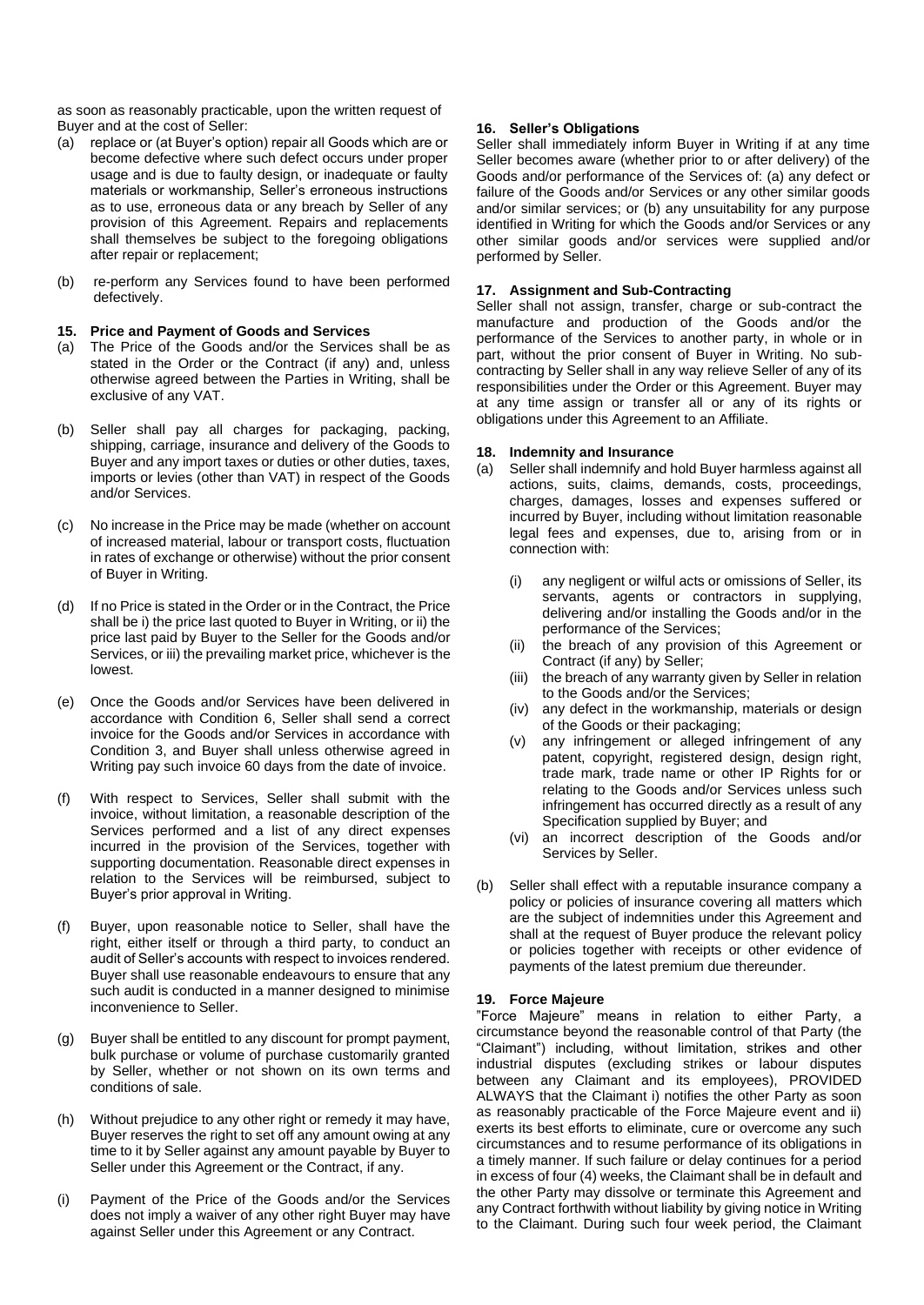as soon as reasonably practicable, upon the written request of Buyer and at the cost of Seller:

(a) replace or (at Buyer's option) repair all Goods which are or become defective where such defect occurs under proper usage and is due to faulty design, or inadequate or faulty materials or workmanship, Seller's erroneous instructions as to use, erroneous data or any breach by Seller of any provision of this Agreement. Repairs and replacements shall themselves be subject to the foregoing obligations after repair or replacement;

(b) re-perform any Services found to have been performed defectively.

### 15. Price and Payment of Goods and Services

(a) The Price of the Goods and/or the Services shall be as stated in the Order or the Contract (if any) and, unless otherwise agreed between the Parties in Writing, shall be exclusive of any VAT.

(b) Seller shall pay all charges for packaging, packing, shipping, carriage, insurance and delivery of the Goods to Buyer and any import taxes or duties or other duties, taxes, imports or levies (other than VAT) in respect of the Goods and/or Services.

(c) No increase in the Price may be made (whether on account of increased material, labour or transport costs, fluctuation in rates of exchange or otherwise) without the prior consent of Buyer in Writing.

(d) If no Price is stated in the Order or in the Contract, the Price shall be i) the price last quoted to Buyer in Writing, or ii) the price last paid by Buyer to the Seller for the Goods and/or Services, or iii) the prevailing market price, whichever is the lowest.

(e) Once the Goods and/or Services have been delivered in accordance with Condition 6, Seller shall send a correct invoice for the Goods and/or Services in accordance with Condition 3, and Buyer shall unless otherwise agreed in Writing pay such invoice 60 days from the date of invoice.

(f) With respect to Services, Seller shall submit with the invoice, without limitation, a reasonable description of the Services performed and a list of any direct expenses incurred in the provision of the Services, together with supporting documentation. Reasonable direct expenses in relation to the Services will be reimbursed, subject to Buyer's prior approval in Writing.

(f) Buyer, upon reasonable notice to Seller, shall have the right, either itself or through a third party, to conduct an audit of Seller's accounts with respect to invoices rendered. Buyer shall use reasonable endeavours to ensure that any such audit is conducted in a manner designed to minimise inconvenience to Seller.

(g) Buyer shall be entitled to any discount for prompt payment, bulk purchase or volume of purchase customarily granted by Seller, whether or not shown on its own terms and conditions of sale.

(h) Without prejudice to any other right or remedy it may have, Buyer reserves the right to set off any amount owing at any time to it by Seller against any amount payable by Buyer to Seller under this Agreement or the Contract, if any.

(i) Payment of the Price of the Goods and/or the Services does not imply a waiver of any other right Buyer may have against Seller under this Agreement or any Contract.

### 16. Seller's Obligations

Seller shall immediately inform Buyer in Writing if at any time Seller becomes aware (whether prior to or after delivery) of the Goods and/or performance of the Services of: (a) any defect or failure of the Goods and/or Services or any other similar goods and/or similar services; or (b) any unsuitability for any purpose identified in Writing for which the Goods and/or Services or any other similar goods and/or services were supplied and/or performed by Seller.

### 17. Assignment and Sub-Contracting

Seller shall not assign, transfer, charge or sub-contract the manufacture and production of the Goods and/or the performance of the Services to another party, in whole or in part, without the prior consent of Buyer in Writing. No sub-contracting by Seller shall in any way relieve Seller of any of its responsibilities under the Order or this Agreement. Buyer may at any time assign or transfer all or any of its rights or obligations under this Agreement to an Affiliate.

### 18. Indemnity and Insurance

(a) Seller shall indemnify and hold Buyer harmless against all actions, suits, claims, demands, costs, proceedings, charges, damages, losses and expenses suffered or incurred by Buyer, including without limitation reasonable legal fees and expenses, due to, arising from or in connection with:

   (i) any negligent or wilful acts or omissions of Seller, its servants, agents or contractors in supplying, delivering and/or installing the Goods and/or in the performance of the Services;
   (ii) the breach of any provision of this Agreement or Contract (if any) by Seller;
   (iii) the breach of any warranty given by Seller in relation to the Goods and/or the Services;
   (iv) any defect in the workmanship, materials or design of the Goods or their packaging;
   (v) any infringement or alleged infringement of any patent, copyright, registered design, design right, trade mark, trade name or other IP Rights for or relating to the Goods and/or Services unless such infringement has occurred directly as a result of any Specification supplied by Buyer; and
   (vi) an incorrect description of the Goods and/or Services by Seller.

(b) Seller shall effect with a reputable insurance company a policy or policies of insurance covering all matters which are the subject of indemnities under this Agreement and shall at the request of Buyer produce the relevant policy or policies together with receipts or other evidence of payments of the latest premium due thereunder.

### 19. Force Majeure

"Force Majeure" means in relation to either Party, a circumstance beyond the reasonable control of that Party (the "Claimant") including, without limitation, strikes and other industrial disputes (excluding strikes or labour disputes between any Claimant and its employees), PROVIDED ALWAYS that the Claimant i) notifies the other Party as soon as reasonably practicable of the Force Majeure event and ii) exerts its best efforts to eliminate, cure or overcome any such circumstances and to resume performance of its obligations in a timely manner. If such failure or delay continues for a period in excess of four (4) weeks, the Claimant shall be in default and the other Party may dissolve or terminate this Agreement and any Contract forthwith without liability by giving notice in Writing to the Claimant. During such four week period, the Claimant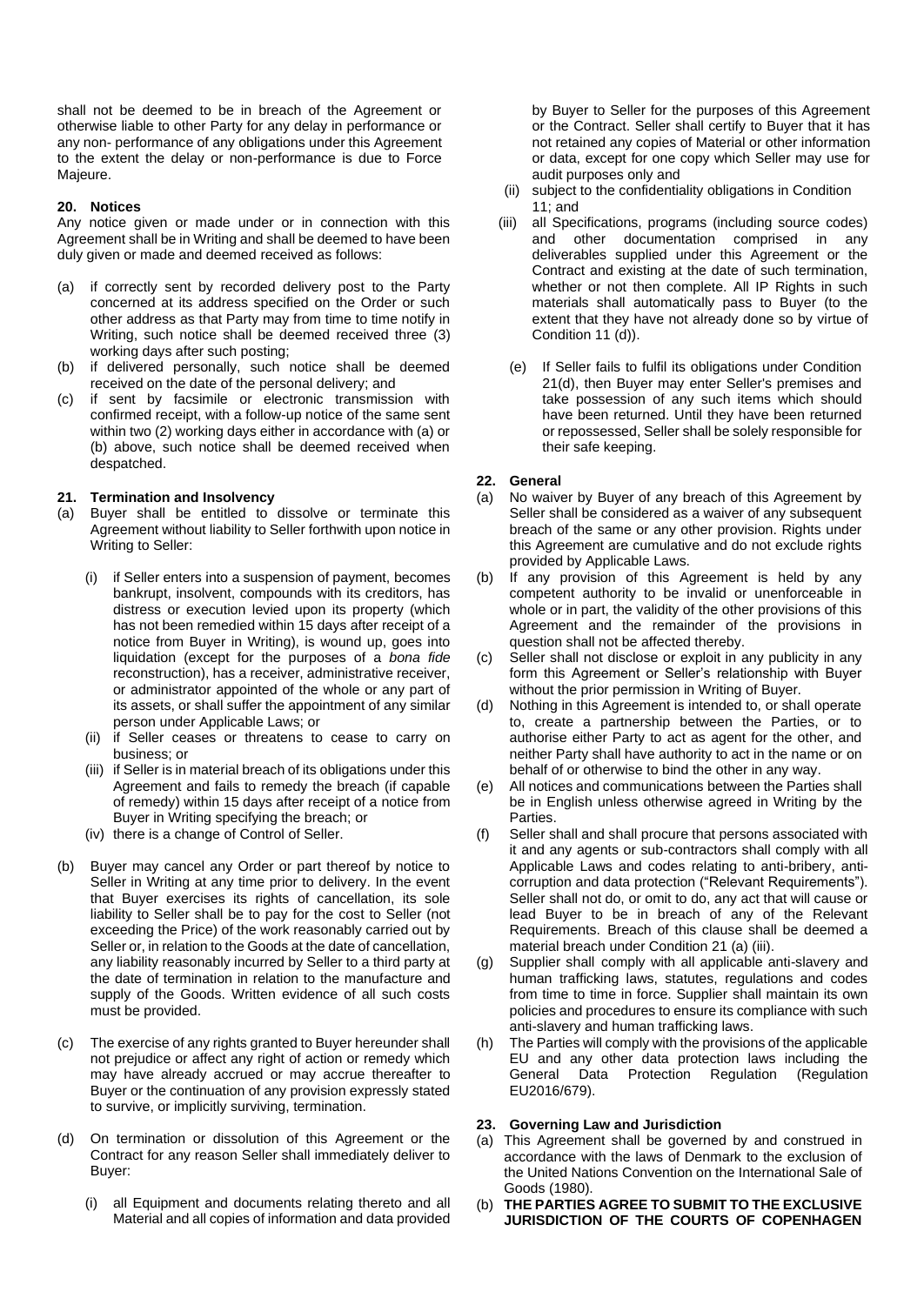shall not be deemed to be in breach of the Agreement or otherwise liable to other Party for any delay in performance or any non- performance of any obligations under this Agreement to the extent the delay or non-performance is due to Force Majeure.

### 20. Notices

Any notice given or made under or in connection with this Agreement shall be in Writing and shall be deemed to have been duly given or made and deemed received as follows:

(a) if correctly sent by recorded delivery post to the Party concerned at its address specified on the Order or such other address as that Party may from time to time notify in Writing, such notice shall be deemed received three (3) working days after such posting;

(b) if delivered personally, such notice shall be deemed received on the date of the personal delivery; and

(c) if sent by facsimile or electronic transmission with confirmed receipt, with a follow-up notice of the same sent within two (2) working days either in accordance with (a) or (b) above, such notice shall be deemed received when despatched.

### 21. Termination and Insolvency

(a) Buyer shall be entitled to dissolve or terminate this Agreement without liability to Seller forthwith upon notice in Writing to Seller:

   (i) if Seller enters into a suspension of payment, becomes bankrupt, insolvent, compounds with its creditors, has distress or execution levied upon its property (which has not been remedied within 15 days after receipt of a notice from Buyer in Writing), is wound up, goes into liquidation (except for the purposes of a *bona fide* reconstruction), has a receiver, administrative receiver, or administrator appointed of the whole or any part of its assets, or shall suffer the appointment of any similar person under Applicable Laws; or

   (ii) if Seller ceases or threatens to cease to carry on business; or

   (iii) if Seller is in material breach of its obligations under this Agreement and fails to remedy the breach (if capable of remedy) within 15 days after receipt of a notice from Buyer in Writing specifying the breach; or

   (iv) there is a change of Control of Seller.

(b) Buyer may cancel any Order or part thereof by notice to Seller in Writing at any time prior to delivery. In the event that Buyer exercises its rights of cancellation, its sole liability to Seller shall be to pay for the cost to Seller (not exceeding the Price) of the work reasonably carried out by Seller or, in relation to the Goods at the date of cancellation, any liability reasonably incurred by Seller to a third party at the date of termination in relation to the manufacture and supply of the Goods. Written evidence of all such costs must be provided.

(c) The exercise of any rights granted to Buyer hereunder shall not prejudice or affect any right of action or remedy which may have already accrued or may accrue thereafter to Buyer or the continuation of any provision expressly stated to survive, or implicitly surviving, termination.

(d) On termination or dissolution of this Agreement or the Contract for any reason Seller shall immediately deliver to Buyer:

   (i) all Equipment and documents relating thereto and all Material and all copies of information and data provided by Buyer to Seller for the purposes of this Agreement or the Contract. Seller shall certify to Buyer that it has not retained any copies of Material or other information or data, except for one copy which Seller may use for audit purposes only and

   (ii) subject to the confidentiality obligations in Condition 11; and

   (iii) all Specifications, programs (including source codes) and other documentation comprised in any deliverables supplied under this Agreement or the Contract and existing at the date of such termination, whether or not then complete. All IP Rights in such materials shall automatically pass to Buyer (to the extent that they have not already done so by virtue of Condition 11 (d)).

   (e) If Seller fails to fulfil its obligations under Condition 21(d), then Buyer may enter Seller's premises and take possession of any such items which should have been returned. Until they have been returned or repossessed, Seller shall be solely responsible for their safe keeping.

### 22. General

(a) No waiver by Buyer of any breach of this Agreement by Seller shall be considered as a waiver of any subsequent breach of the same or any other provision. Rights under this Agreement are cumulative and do not exclude rights provided by Applicable Laws.

(b) If any provision of this Agreement is held by any competent authority to be invalid or unenforceable in whole or in part, the validity of the other provisions of this Agreement and the remainder of the provisions in question shall not be affected thereby.

(c) Seller shall not disclose or exploit in any publicity in any form this Agreement or Seller's relationship with Buyer without the prior permission in Writing of Buyer.

(d) Nothing in this Agreement is intended to, or shall operate to, create a partnership between the Parties, or to authorise either Party to act as agent for the other, and neither Party shall have authority to act in the name or on behalf of or otherwise to bind the other in any way.

(e) All notices and communications between the Parties shall be in English unless otherwise agreed in Writing by the Parties.

(f) Seller shall and shall procure that persons associated with it and any agents or sub-contractors shall comply with all Applicable Laws and codes relating to anti-bribery, anti-corruption and data protection ("Relevant Requirements"). Seller shall not do, or omit to do, any act that will cause or lead Buyer to be in breach of any of the Relevant Requirements. Breach of this clause shall be deemed a material breach under Condition 21 (a) (iii).

(g) Supplier shall comply with all applicable anti-slavery and human trafficking laws, statutes, regulations and codes from time to time in force. Supplier shall maintain its own policies and procedures to ensure its compliance with such anti-slavery and human trafficking laws.

(h) The Parties will comply with the provisions of the applicable EU and any other data protection laws including the General Data Protection Regulation (Regulation EU2016/679).

### 23. Governing Law and Jurisdiction

(a) This Agreement shall be governed by and construed in accordance with the laws of Denmark to the exclusion of the United Nations Convention on the International Sale of Goods (1980).

(b) **THE PARTIES AGREE TO SUBMIT TO THE EXCLUSIVE JURISDICTION OF THE COURTS OF COPENHAGEN**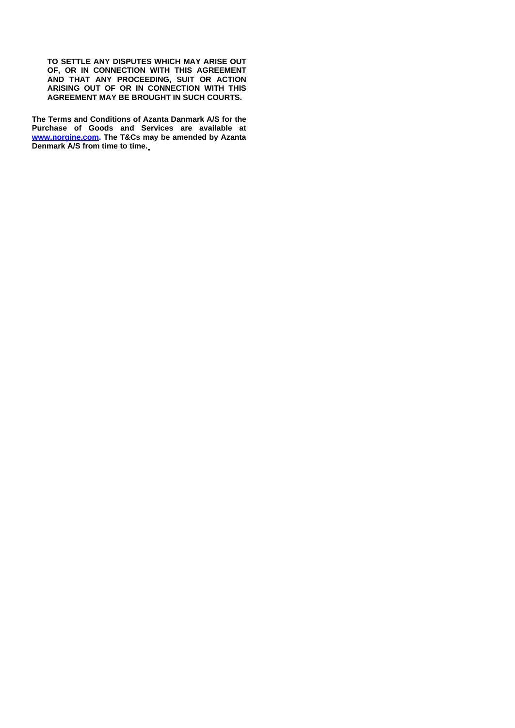**TO SETTLE ANY DISPUTES WHICH MAY ARISE OUT OF, OR IN CONNECTION WITH THIS AGREEMENT AND THAT ANY PROCEEDING, SUIT OR ACTION ARISING OUT OF OR IN CONNECTION WITH THIS AGREEMENT MAY BE BROUGHT IN SUCH COURTS.**

**The Terms and Conditions of Azanta Danmark A/S for the Purchase of Goods and Services are available at [www.norgine.com](http://www.norgine.com). The T&Cs may be amended by Azanta Denmark A/S from time to time.**